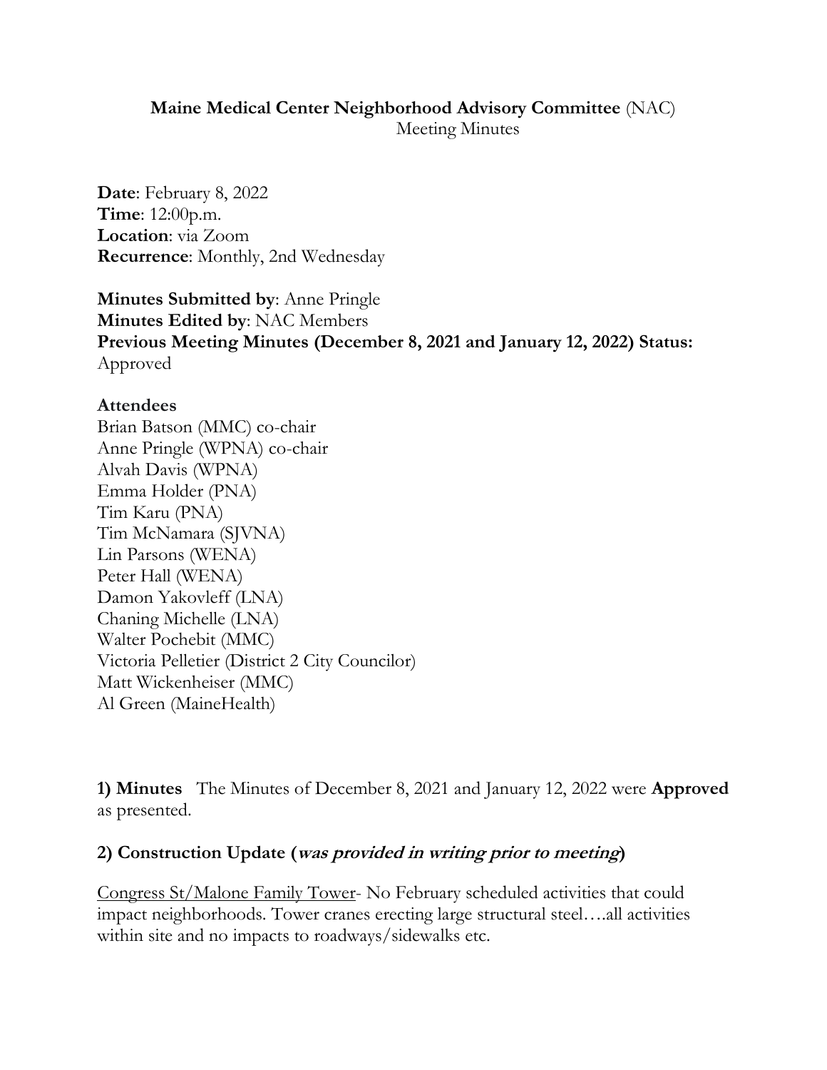**Maine Medical Center Neighborhood Advisory Committee** (NAC)
Meeting Minutes

**Date**: February 8, 2022
**Time**: 12:00p.m.
**Location**: via Zoom
**Recurrence**: Monthly, 2nd Wednesday

**Minutes Submitted by**: Anne Pringle
**Minutes Edited by**: NAC Members
**Previous Meeting Minutes (December 8, 2021 and January 12, 2022) Status:** Approved

**Attendees**
Brian Batson (MMC) co-chair
Anne Pringle (WPNA) co-chair
Alvah Davis (WPNA)
Emma Holder (PNA)
Tim Karu (PNA)
Tim McNamara (SJVNA)
Lin Parsons (WENA)
Peter Hall (WENA)
Damon Yakovleff (LNA)
Chaning Michelle (LNA)
Walter Pochebit (MMC)
Victoria Pelletier (District 2 City Councilor)
Matt Wickenheiser (MMC)
Al Green (MaineHealth)

**1) Minutes** The Minutes of December 8, 2021 and January 12, 2022 were **Approved** as presented.

**2) Construction Update (*was provided in writing prior to meeting*)**

Congress St/Malone Family Tower- No February scheduled activities that could impact neighborhoods. Tower cranes erecting large structural steel….all activities within site and no impacts to roadways/sidewalks etc.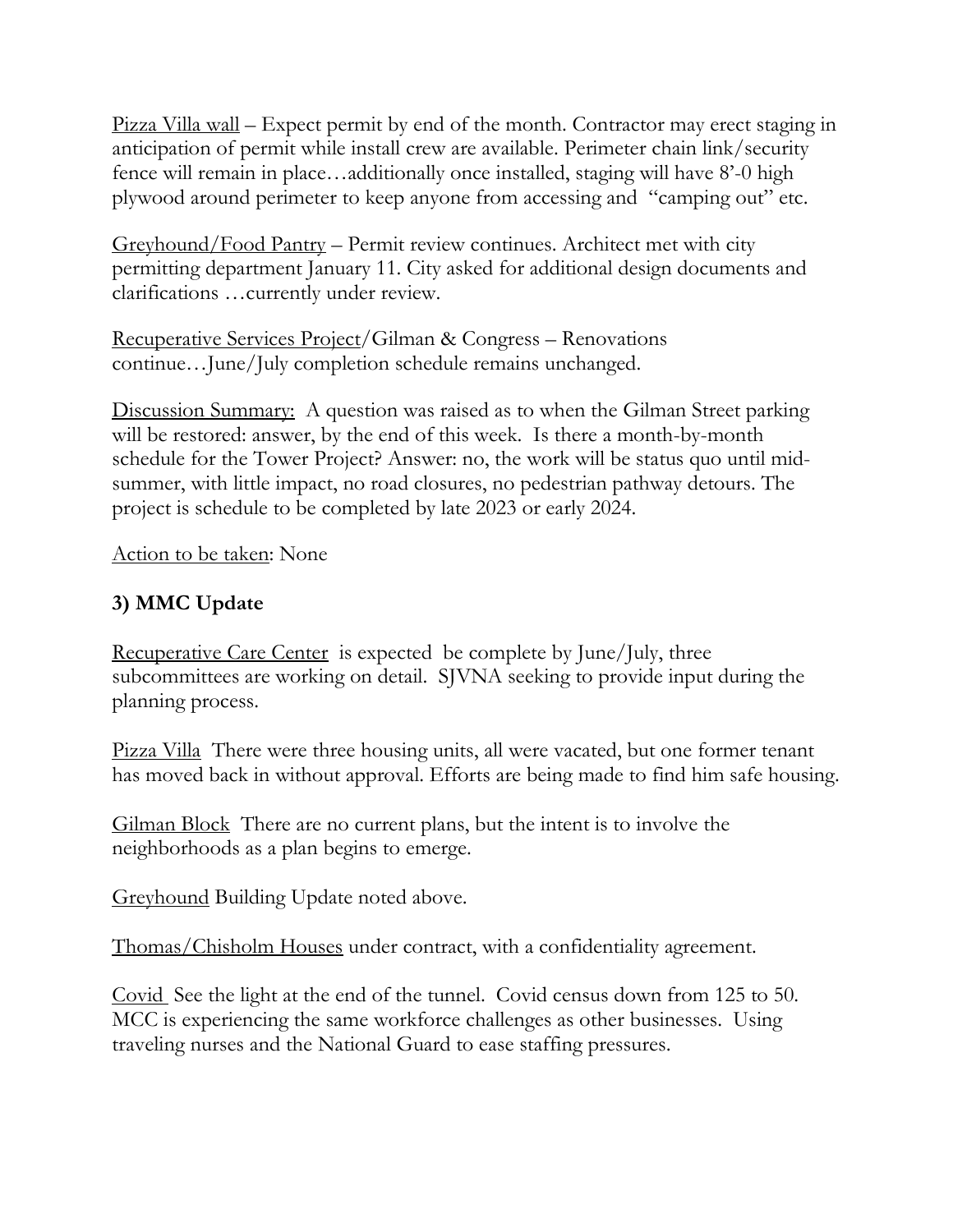Pizza Villa wall – Expect permit by end of the month. Contractor may erect staging in anticipation of permit while install crew are available. Perimeter chain link/security fence will remain in place…additionally once installed, staging will have 8'-0 high plywood around perimeter to keep anyone from accessing and "camping out" etc.

Greyhound/Food Pantry – Permit review continues. Architect met with city permitting department January 11. City asked for additional design documents and clarifications …currently under review.

Recuperative Services Project/Gilman & Congress – Renovations continue…June/July completion schedule remains unchanged.

Discussion Summary: A question was raised as to when the Gilman Street parking will be restored: answer, by the end of this week. Is there a month-by-month schedule for the Tower Project? Answer: no, the work will be status quo until mid-summer, with little impact, no road closures, no pedestrian pathway detours. The project is schedule to be completed by late 2023 or early 2024.

Action to be taken: None

**3) MMC Update**

Recuperative Care Center is expected be complete by June/July, three subcommittees are working on detail. SJVNA seeking to provide input during the planning process.

Pizza Villa There were three housing units, all were vacated, but one former tenant has moved back in without approval. Efforts are being made to find him safe housing.

Gilman Block There are no current plans, but the intent is to involve the neighborhoods as a plan begins to emerge.

Greyhound Building Update noted above.

Thomas/Chisholm Houses under contract, with a confidentiality agreement.

Covid See the light at the end of the tunnel. Covid census down from 125 to 50. MCC is experiencing the same workforce challenges as other businesses. Using traveling nurses and the National Guard to ease staffing pressures.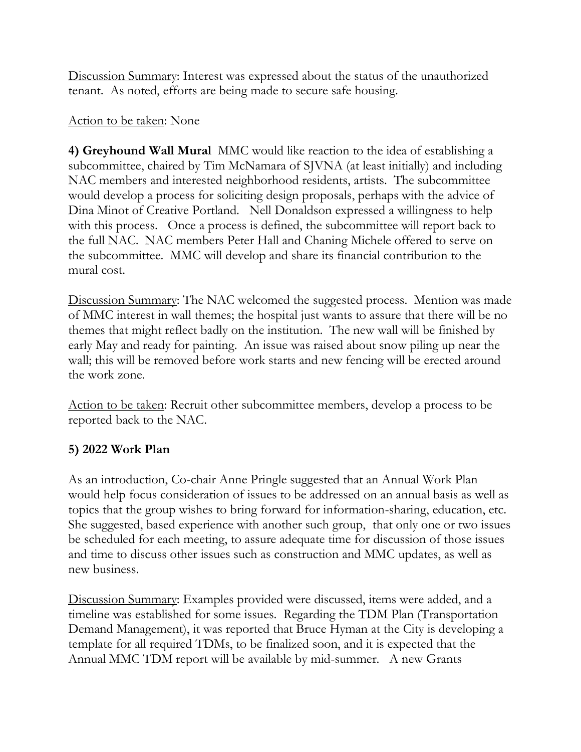Discussion Summary: Interest was expressed about the status of the unauthorized tenant. As noted, efforts are being made to secure safe housing.

Action to be taken: None

**4) Greyhound Wall Mural** MMC would like reaction to the idea of establishing a subcommittee, chaired by Tim McNamara of SJVNA (at least initially) and including NAC members and interested neighborhood residents, artists. The subcommittee would develop a process for soliciting design proposals, perhaps with the advice of Dina Minot of Creative Portland. Nell Donaldson expressed a willingness to help with this process. Once a process is defined, the subcommittee will report back to the full NAC. NAC members Peter Hall and Chaning Michele offered to serve on the subcommittee. MMC will develop and share its financial contribution to the mural cost.

Discussion Summary: The NAC welcomed the suggested process. Mention was made of MMC interest in wall themes; the hospital just wants to assure that there will be no themes that might reflect badly on the institution. The new wall will be finished by early May and ready for painting. An issue was raised about snow piling up near the wall; this will be removed before work starts and new fencing will be erected around the work zone.

Action to be taken: Recruit other subcommittee members, develop a process to be reported back to the NAC.

**5) 2022 Work Plan**

As an introduction, Co-chair Anne Pringle suggested that an Annual Work Plan would help focus consideration of issues to be addressed on an annual basis as well as topics that the group wishes to bring forward for information-sharing, education, etc. She suggested, based experience with another such group, that only one or two issues be scheduled for each meeting, to assure adequate time for discussion of those issues and time to discuss other issues such as construction and MMC updates, as well as new business.

Discussion Summary: Examples provided were discussed, items were added, and a timeline was established for some issues. Regarding the TDM Plan (Transportation Demand Management), it was reported that Bruce Hyman at the City is developing a template for all required TDMs, to be finalized soon, and it is expected that the Annual MMC TDM report will be available by mid-summer. A new Grants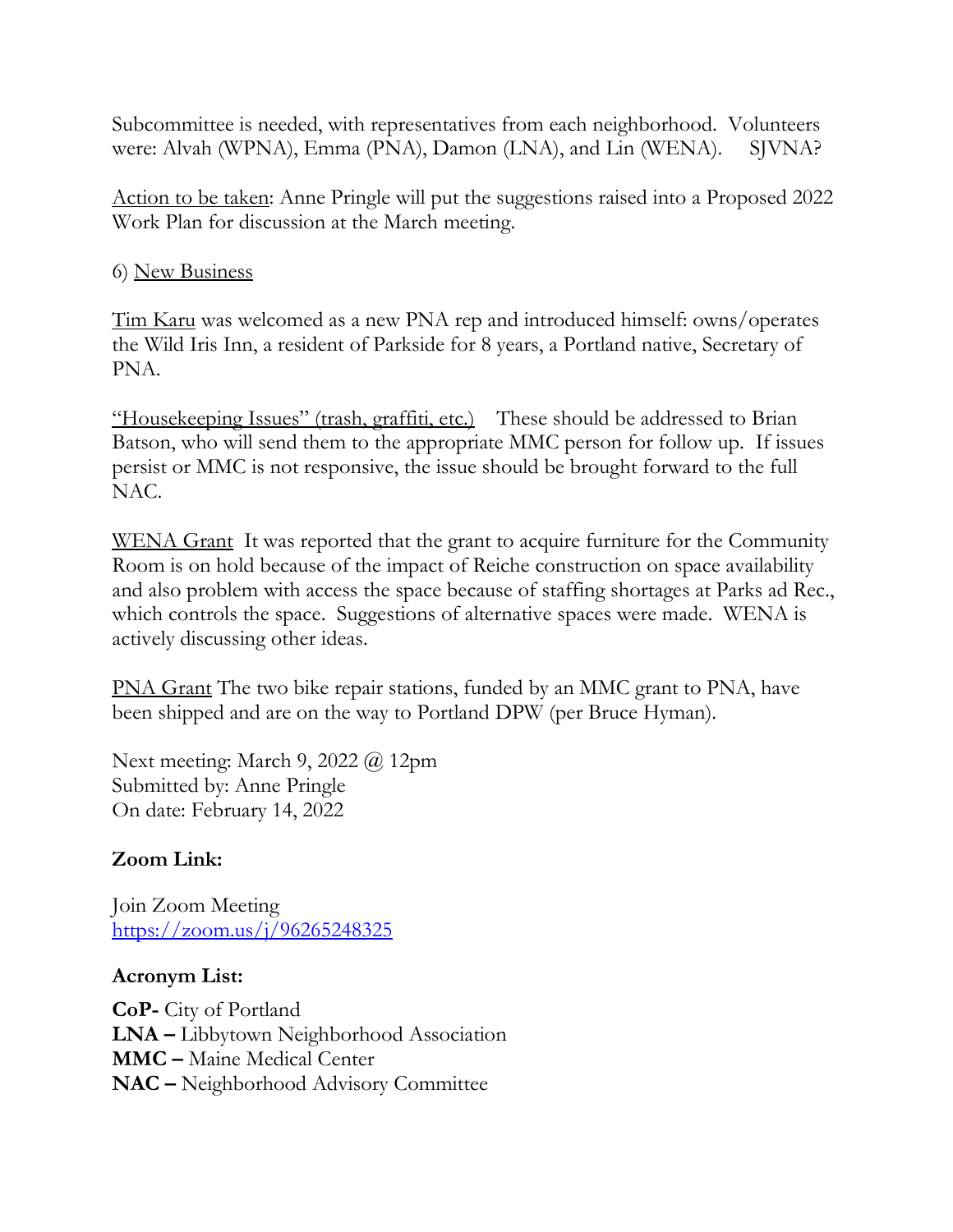Subcommittee is needed, with representatives from each neighborhood. Volunteers were: Alvah (WPNA), Emma (PNA), Damon (LNA), and Lin (WENA). SJVNA?

Action to be taken: Anne Pringle will put the suggestions raised into a Proposed 2022 Work Plan for discussion at the March meeting.

6) New Business

Tim Karu was welcomed as a new PNA rep and introduced himself: owns/operates the Wild Iris Inn, a resident of Parkside for 8 years, a Portland native, Secretary of PNA.

"Housekeeping Issues" (trash, graffiti, etc.) These should be addressed to Brian Batson, who will send them to the appropriate MMC person for follow up. If issues persist or MMC is not responsive, the issue should be brought forward to the full NAC.

WENA Grant It was reported that the grant to acquire furniture for the Community Room is on hold because of the impact of Reiche construction on space availability and also problem with access the space because of staffing shortages at Parks ad Rec., which controls the space. Suggestions of alternative spaces were made. WENA is actively discussing other ideas.

PNA Grant The two bike repair stations, funded by an MMC grant to PNA, have been shipped and are on the way to Portland DPW (per Bruce Hyman).

Next meeting: March 9, 2022 @ 12pm
Submitted by: Anne Pringle
On date: February 14, 2022

**Zoom Link:**

Join Zoom Meeting
https://zoom.us/j/96265248325

**Acronym List:**

**CoP-** City of Portland
**LNA –** Libbytown Neighborhood Association
**MMC –** Maine Medical Center
**NAC –** Neighborhood Advisory Committee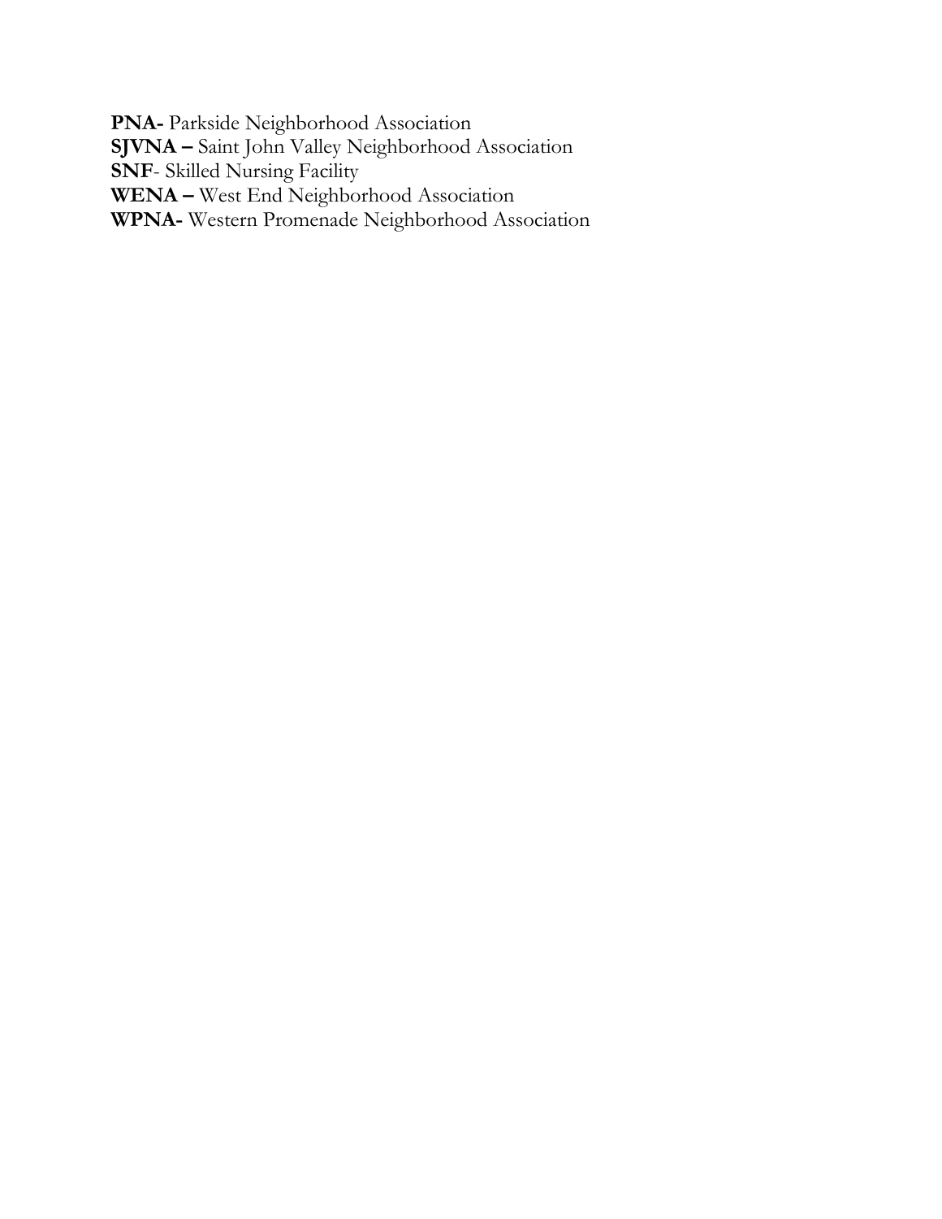**PNA-** Parkside Neighborhood Association
**SJVNA –** Saint John Valley Neighborhood Association
**SNF**- Skilled Nursing Facility
**WENA –** West End Neighborhood Association
**WPNA-** Western Promenade Neighborhood Association